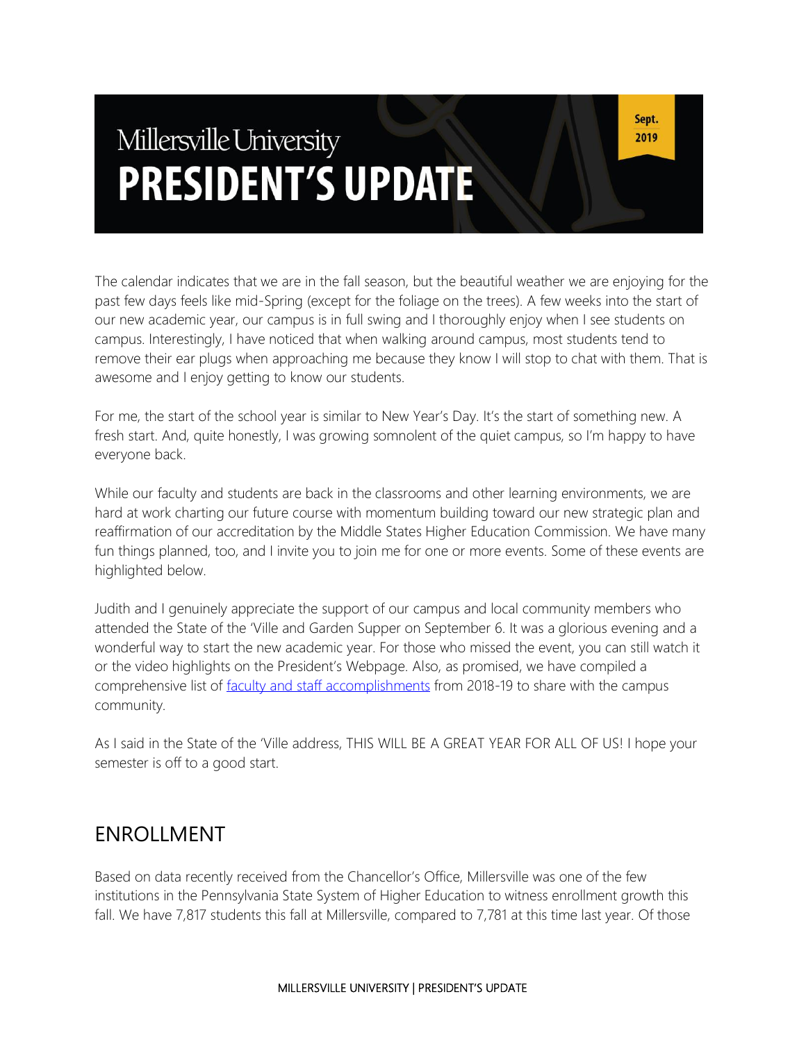# Millersville University PRESIDENT'S UPDATE

Sept. 2019

The calendar indicates that we are in the fall season, but the beautiful weather we are enjoying for the past few days feels like mid-Spring (except for the foliage on the trees). A few weeks into the start of our new academic year, our campus is in full swing and I thoroughly enjoy when I see students on campus. Interestingly, I have noticed that when walking around campus, most students tend to remove their ear plugs when approaching me because they know I will stop to chat with them. That is awesome and I enjoy getting to know our students.

For me, the start of the school year is similar to New Year's Day. It's the start of something new. A fresh start. And, quite honestly, I was growing somnolent of the quiet campus, so I'm happy to have everyone back.

While our faculty and students are back in the classrooms and other learning environments, we are hard at work charting our future course with momentum building toward our new strategic plan and reaffirmation of our accreditation by the Middle States Higher Education Commission. We have many fun things planned, too, and I invite you to join me for one or more events. Some of these events are highlighted below.

Judith and I genuinely appreciate the support of our campus and local community members who attended the State of the 'Ville and Garden Supper on September 6. It was a glorious evening and a wonderful way to start the new academic year. For those who missed the event, you can still watch it or the video highlights on the President's Webpage. Also, as promised, we have compiled a comprehensive list of faculty and staff accomplishments from 2018-19 to share with the campus community.

As I said in the State of the 'Ville address, THIS WILL BE A GREAT YEAR FOR ALL OF US! I hope your semester is off to a good start.

## ENROLLMENT

Based on data recently received from the Chancellor's Office, Millersville was one of the few institutions in the Pennsylvania State System of Higher Education to witness enrollment growth this fall. We have 7,817 students this fall at Millersville, compared to 7,781 at this time last year. Of those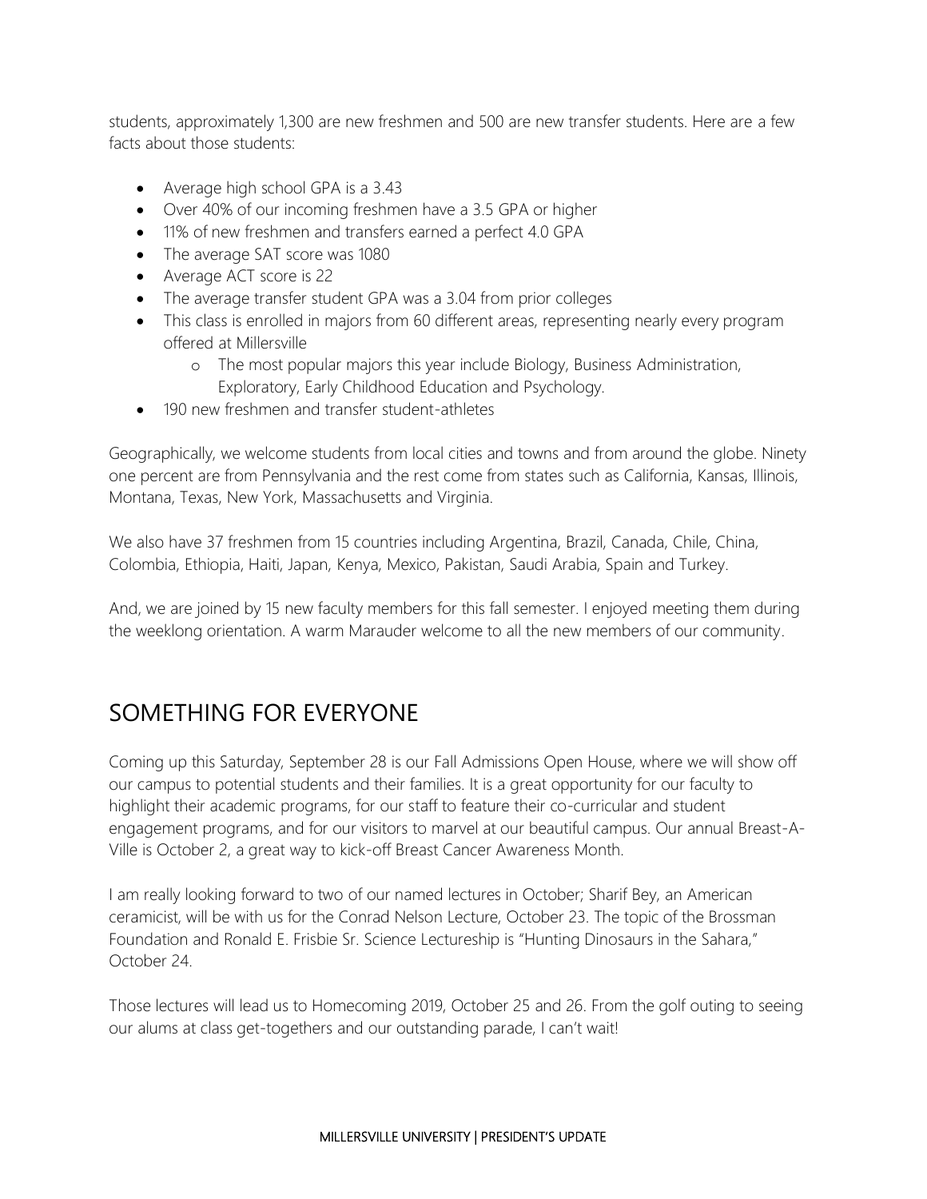students, approximately 1,300 are new freshmen and 500 are new transfer students. Here are a few facts about those students:

- Average high school GPA is a 3.43
- Over 40% of our incoming freshmen have a 3.5 GPA or higher
- 11% of new freshmen and transfers earned a perfect 4.0 GPA
- The average SAT score was 1080
- Average ACT score is 22
- The average transfer student GPA was a 3.04 from prior colleges
- This class is enrolled in majors from 60 different areas, representing nearly every program offered at Millersville
    - The most popular majors this year include Biology, Business Administration, Exploratory, Early Childhood Education and Psychology.
- 190 new freshmen and transfer student-athletes

Geographically, we welcome students from local cities and towns and from around the globe. Ninety one percent are from Pennsylvania and the rest come from states such as California, Kansas, Illinois, Montana, Texas, New York, Massachusetts and Virginia.

We also have 37 freshmen from 15 countries including Argentina, Brazil, Canada, Chile, China, Colombia, Ethiopia, Haiti, Japan, Kenya, Mexico, Pakistan, Saudi Arabia, Spain and Turkey.

And, we are joined by 15 new faculty members for this fall semester. I enjoyed meeting them during the weeklong orientation. A warm Marauder welcome to all the new members of our community.

## SOMETHING FOR EVERYONE

Coming up this Saturday, September 28 is our Fall Admissions Open House, where we will show off our campus to potential students and their families. It is a great opportunity for our faculty to highlight their academic programs, for our staff to feature their co-curricular and student engagement programs, and for our visitors to marvel at our beautiful campus. Our annual Breast-A-Ville is October 2, a great way to kick-off Breast Cancer Awareness Month.

I am really looking forward to two of our named lectures in October; Sharif Bey, an American ceramicist, will be with us for the Conrad Nelson Lecture, October 23. The topic of the Brossman Foundation and Ronald E. Frisbie Sr. Science Lectureship is "Hunting Dinosaurs in the Sahara," October 24.

Those lectures will lead us to Homecoming 2019, October 25 and 26. From the golf outing to seeing our alums at class get-togethers and our outstanding parade, I can't wait!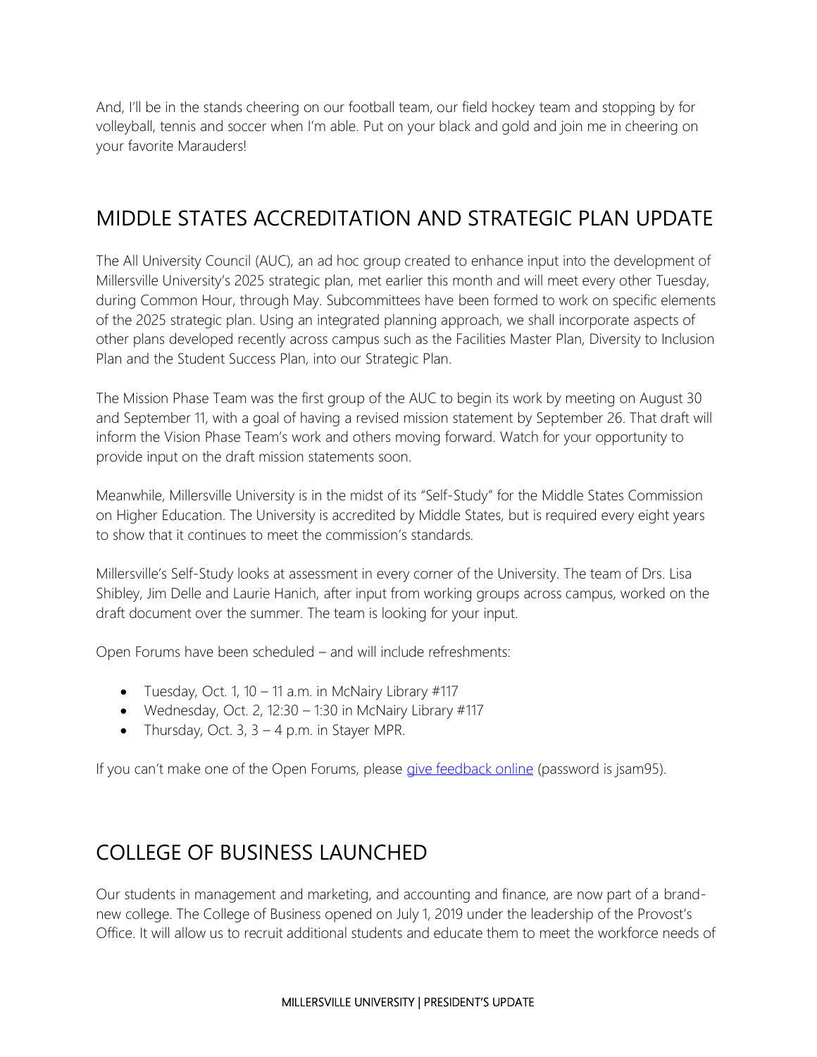And, I'll be in the stands cheering on our football team, our field hockey team and stopping by for volleyball, tennis and soccer when I'm able. Put on your black and gold and join me in cheering on your favorite Marauders!

## MIDDLE STATES ACCREDITATION AND STRATEGIC PLAN UPDATE

The All University Council (AUC), an ad hoc group created to enhance input into the development of Millersville University's 2025 strategic plan, met earlier this month and will meet every other Tuesday, during Common Hour, through May. Subcommittees have been formed to work on specific elements of the 2025 strategic plan. Using an integrated planning approach, we shall incorporate aspects of other plans developed recently across campus such as the Facilities Master Plan, Diversity to Inclusion Plan and the Student Success Plan, into our Strategic Plan.

The Mission Phase Team was the first group of the AUC to begin its work by meeting on August 30 and September 11, with a goal of having a revised mission statement by September 26. That draft will inform the Vision Phase Team's work and others moving forward. Watch for your opportunity to provide input on the draft mission statements soon.

Meanwhile, Millersville University is in the midst of its "Self-Study" for the Middle States Commission on Higher Education. The University is accredited by Middle States, but is required every eight years to show that it continues to meet the commission's standards.

Millersville's Self-Study looks at assessment in every corner of the University. The team of Drs. Lisa Shibley, Jim Delle and Laurie Hanich, after input from working groups across campus, worked on the draft document over the summer. The team is looking for your input.

Open Forums have been scheduled – and will include refreshments:

- Tuesday, Oct. 1, 10 – 11 a.m. in McNairy Library #117
- Wednesday, Oct. 2, 12:30 – 1:30 in McNairy Library #117
- Thursday, Oct. 3, 3 – 4 p.m. in Stayer MPR.

If you can't make one of the Open Forums, please give feedback online (password is jsam95).

## COLLEGE OF BUSINESS LAUNCHED

Our students in management and marketing, and accounting and finance, are now part of a brand-new college. The College of Business opened on July 1, 2019 under the leadership of the Provost's Office. It will allow us to recruit additional students and educate them to meet the workforce needs of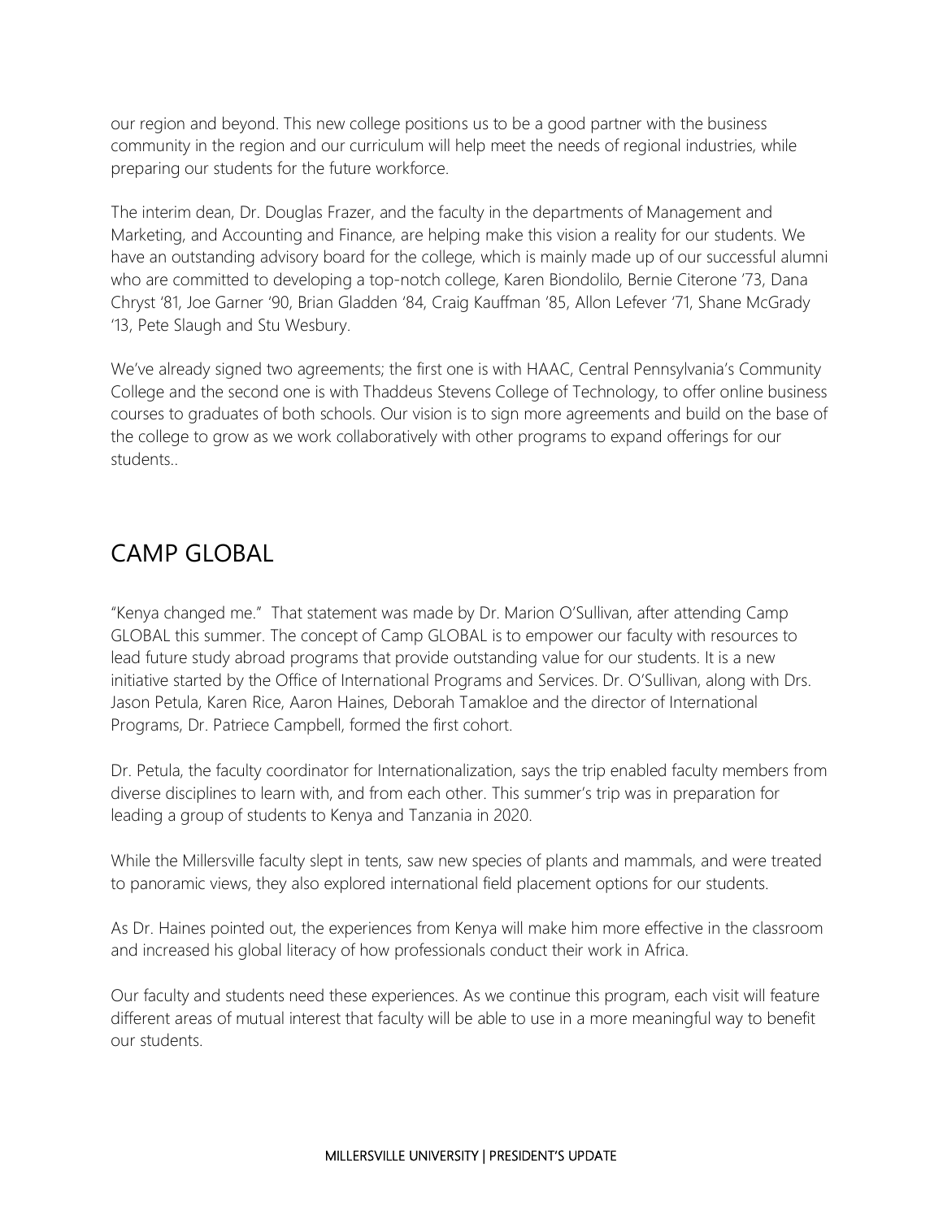our region and beyond. This new college positions us to be a good partner with the business community in the region and our curriculum will help meet the needs of regional industries, while preparing our students for the future workforce.

The interim dean, Dr. Douglas Frazer, and the faculty in the departments of Management and Marketing, and Accounting and Finance, are helping make this vision a reality for our students. We have an outstanding advisory board for the college, which is mainly made up of our successful alumni who are committed to developing a top-notch college, Karen Biondolilo, Bernie Citerone '73, Dana Chryst '81, Joe Garner '90, Brian Gladden '84, Craig Kauffman '85, Allon Lefever '71, Shane McGrady '13, Pete Slaugh and Stu Wesbury.

We've already signed two agreements; the first one is with HAAC, Central Pennsylvania's Community College and the second one is with Thaddeus Stevens College of Technology, to offer online business courses to graduates of both schools. Our vision is to sign more agreements and build on the base of the college to grow as we work collaboratively with other programs to expand offerings for our students..

## CAMP GLOBAL

"Kenya changed me." That statement was made by Dr. Marion O'Sullivan, after attending Camp GLOBAL this summer. The concept of Camp GLOBAL is to empower our faculty with resources to lead future study abroad programs that provide outstanding value for our students. It is a new initiative started by the Office of International Programs and Services. Dr. O'Sullivan, along with Drs. Jason Petula, Karen Rice, Aaron Haines, Deborah Tamakloe and the director of International Programs, Dr. Patriece Campbell, formed the first cohort.

Dr. Petula, the faculty coordinator for Internationalization, says the trip enabled faculty members from diverse disciplines to learn with, and from each other. This summer's trip was in preparation for leading a group of students to Kenya and Tanzania in 2020.

While the Millersville faculty slept in tents, saw new species of plants and mammals, and were treated to panoramic views, they also explored international field placement options for our students.

As Dr. Haines pointed out, the experiences from Kenya will make him more effective in the classroom and increased his global literacy of how professionals conduct their work in Africa.

Our faculty and students need these experiences. As we continue this program, each visit will feature different areas of mutual interest that faculty will be able to use in a more meaningful way to benefit our students.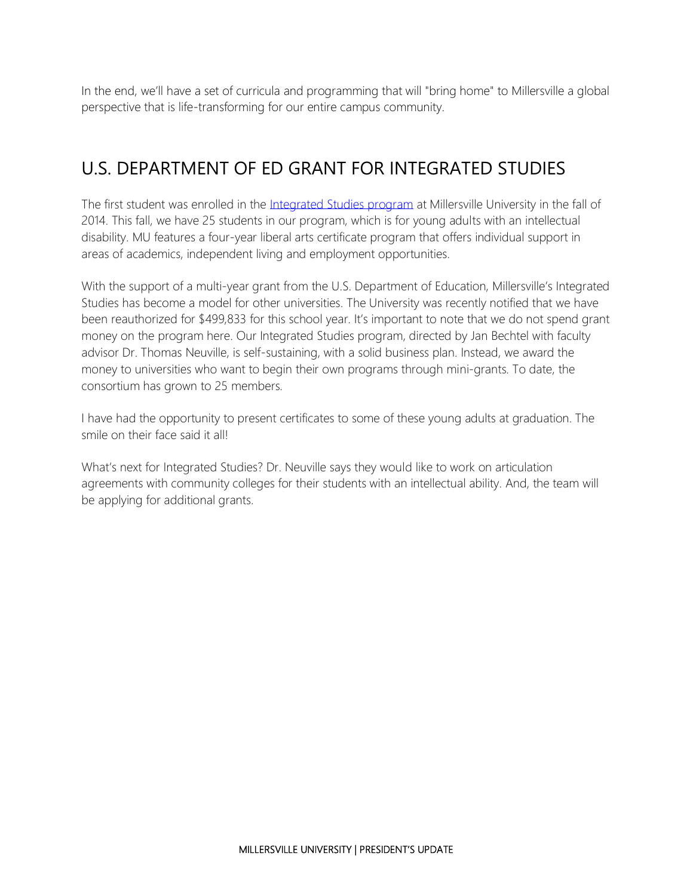In the end, we'll have a set of curricula and programming that will "bring home" to Millersville a global perspective that is life-transforming for our entire campus community.

## U.S. DEPARTMENT OF ED GRANT FOR INTEGRATED STUDIES

The first student was enrolled in the Integrated Studies program at Millersville University in the fall of 2014. This fall, we have 25 students in our program, which is for young adults with an intellectual disability. MU features a four-year liberal arts certificate program that offers individual support in areas of academics, independent living and employment opportunities.

With the support of a multi-year grant from the U.S. Department of Education, Millersville's Integrated Studies has become a model for other universities. The University was recently notified that we have been reauthorized for $499,833 for this school year. It's important to note that we do not spend grant money on the program here. Our Integrated Studies program, directed by Jan Bechtel with faculty advisor Dr. Thomas Neuville, is self-sustaining, with a solid business plan. Instead, we award the money to universities who want to begin their own programs through mini-grants. To date, the consortium has grown to 25 members.

I have had the opportunity to present certificates to some of these young adults at graduation. The smile on their face said it all!

What's next for Integrated Studies? Dr. Neuville says they would like to work on articulation agreements with community colleges for their students with an intellectual ability. And, the team will be applying for additional grants.